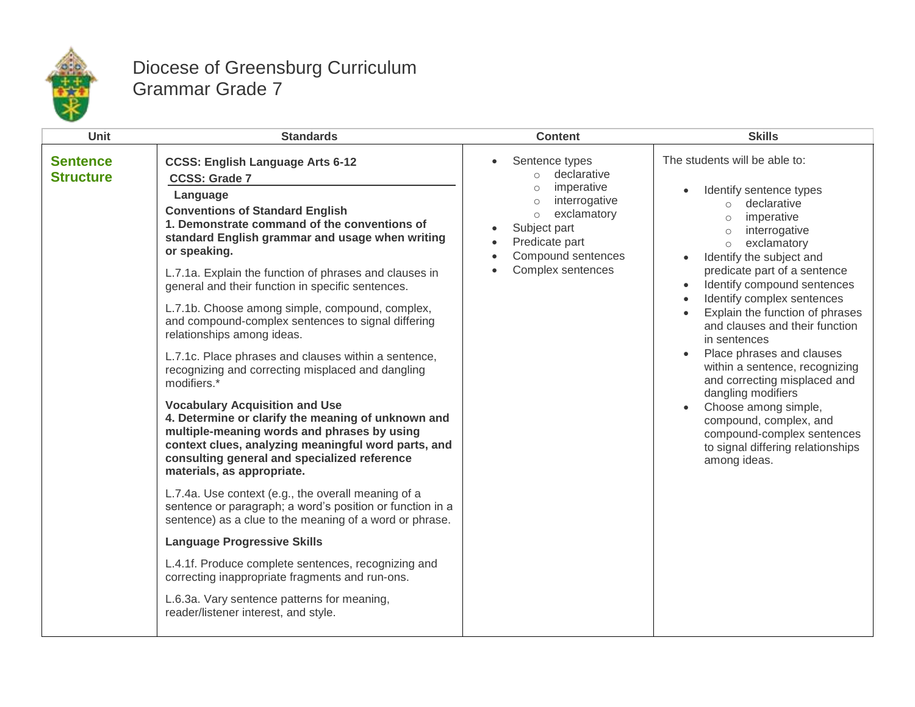# Diocese of Greensburg Curriculum
## Grammar Grade 7

| Unit | Standards | Content | Skills |
|---|---|---|---|
| **Sentence Structure** | **CCSS: English Language Arts 6-12**<br>**CCSS: Grade 7**<br>**Language**<br>**Conventions of Standard English**<br>**1. Demonstrate command of the conventions of standard English grammar and usage when writing or speaking.**<br><br>L.7.1a. Explain the function of phrases and clauses in general and their function in specific sentences.<br><br>L.7.1b. Choose among simple, compound, complex, and compound-complex sentences to signal differing relationships among ideas.<br><br>L.7.1c. Place phrases and clauses within a sentence, recognizing and correcting misplaced and dangling modifiers.*<br><br>**Vocabulary Acquisition and Use**<br>**4. Determine or clarify the meaning of unknown and multiple-meaning words and phrases by using context clues, analyzing meaningful word parts, and consulting general and specialized reference materials, as appropriate.**<br><br>L.7.4a. Use context (e.g., the overall meaning of a sentence or paragraph; a word's position or function in a sentence) as a clue to the meaning of a word or phrase.<br><br>**Language Progressive Skills**<br><br>L.4.1f. Produce complete sentences, recognizing and correcting inappropriate fragments and run-ons.<br><br>L.6.3a. Vary sentence patterns for meaning, reader/listener interest, and style. | • Sentence types<br>&nbsp;&nbsp;&nbsp;&nbsp;○ declarative<br>&nbsp;&nbsp;&nbsp;&nbsp;○ imperative<br>&nbsp;&nbsp;&nbsp;&nbsp;○ interrogative<br>&nbsp;&nbsp;&nbsp;&nbsp;○ exclamatory<br>• Subject part<br>• Predicate part<br>• Compound sentences<br>• Complex sentences | The students will be able to:<br><br>• Identify sentence types<br>&nbsp;&nbsp;&nbsp;&nbsp;○ declarative<br>&nbsp;&nbsp;&nbsp;&nbsp;○ imperative<br>&nbsp;&nbsp;&nbsp;&nbsp;○ interrogative<br>&nbsp;&nbsp;&nbsp;&nbsp;○ exclamatory<br>• Identify the subject and predicate part of a sentence<br>• Identify compound sentences<br>• Identify complex sentences<br>• Explain the function of phrases and clauses and their function in sentences<br>• Place phrases and clauses within a sentence, recognizing and correcting misplaced and dangling modifiers<br>• Choose among simple, compound, complex, and compound-complex sentences to signal differing relationships among ideas. |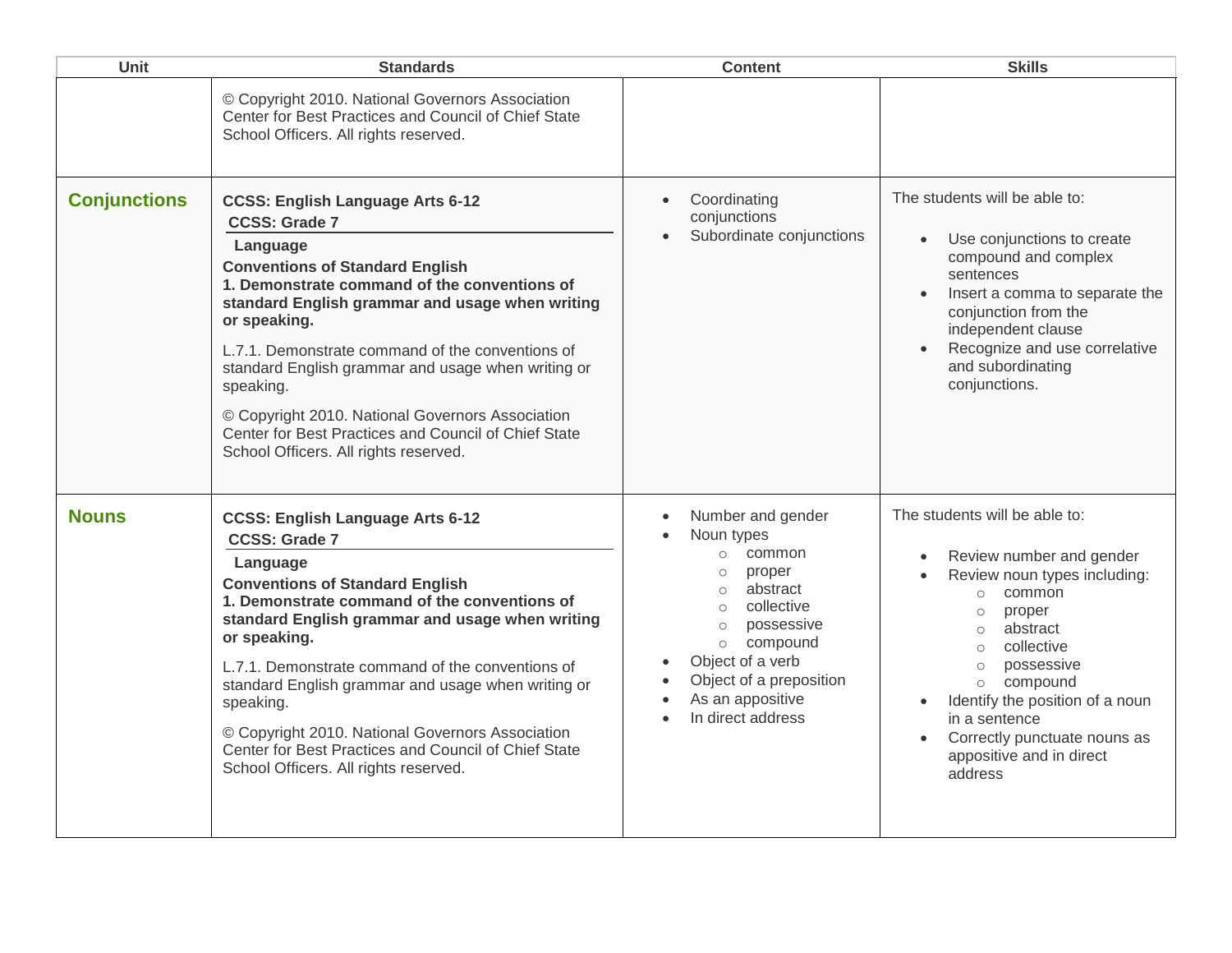| Unit | Standards | Content | Skills |
|---|---|---|---|
| | © Copyright 2010. National Governors Association Center for Best Practices and Council of Chief State School Officers. All rights reserved. | | |
| **Conjunctions** | **CCSS: English Language Arts 6-12**<br>**CCSS: Grade 7**<br>**Language**<br>**Conventions of Standard English**<br>**1. Demonstrate command of the conventions of standard English grammar and usage when writing or speaking.**<br><br>L.7.1. Demonstrate command of the conventions of standard English grammar and usage when writing or speaking.<br><br>© Copyright 2010. National Governors Association Center for Best Practices and Council of Chief State School Officers. All rights reserved. | • Coordinating conjunctions<br>• Subordinate conjunctions | The students will be able to:<br><br>• Use conjunctions to create compound and complex sentences<br>• Insert a comma to separate the conjunction from the independent clause<br>• Recognize and use correlative and subordinating conjunctions. |
| **Nouns** | **CCSS: English Language Arts 6-12**<br>**CCSS: Grade 7**<br>**Language**<br>**Conventions of Standard English**<br>**1. Demonstrate command of the conventions of standard English grammar and usage when writing or speaking.**<br><br>L.7.1. Demonstrate command of the conventions of standard English grammar and usage when writing or speaking.<br><br>© Copyright 2010. National Governors Association Center for Best Practices and Council of Chief State School Officers. All rights reserved. | • Number and gender<br>• Noun types<br>&nbsp;&nbsp;&nbsp;&nbsp;○ common<br>&nbsp;&nbsp;&nbsp;&nbsp;○ proper<br>&nbsp;&nbsp;&nbsp;&nbsp;○ abstract<br>&nbsp;&nbsp;&nbsp;&nbsp;○ collective<br>&nbsp;&nbsp;&nbsp;&nbsp;○ possessive<br>&nbsp;&nbsp;&nbsp;&nbsp;○ compound<br>• Object of a verb<br>• Object of a preposition<br>• As an appositive<br>• In direct address | The students will be able to:<br><br>• Review number and gender<br>• Review noun types including:<br>&nbsp;&nbsp;&nbsp;&nbsp;○ common<br>&nbsp;&nbsp;&nbsp;&nbsp;○ proper<br>&nbsp;&nbsp;&nbsp;&nbsp;○ abstract<br>&nbsp;&nbsp;&nbsp;&nbsp;○ collective<br>&nbsp;&nbsp;&nbsp;&nbsp;○ possessive<br>&nbsp;&nbsp;&nbsp;&nbsp;○ compound<br>• Identify the position of a noun in a sentence<br>• Correctly punctuate nouns as appositive and in direct address |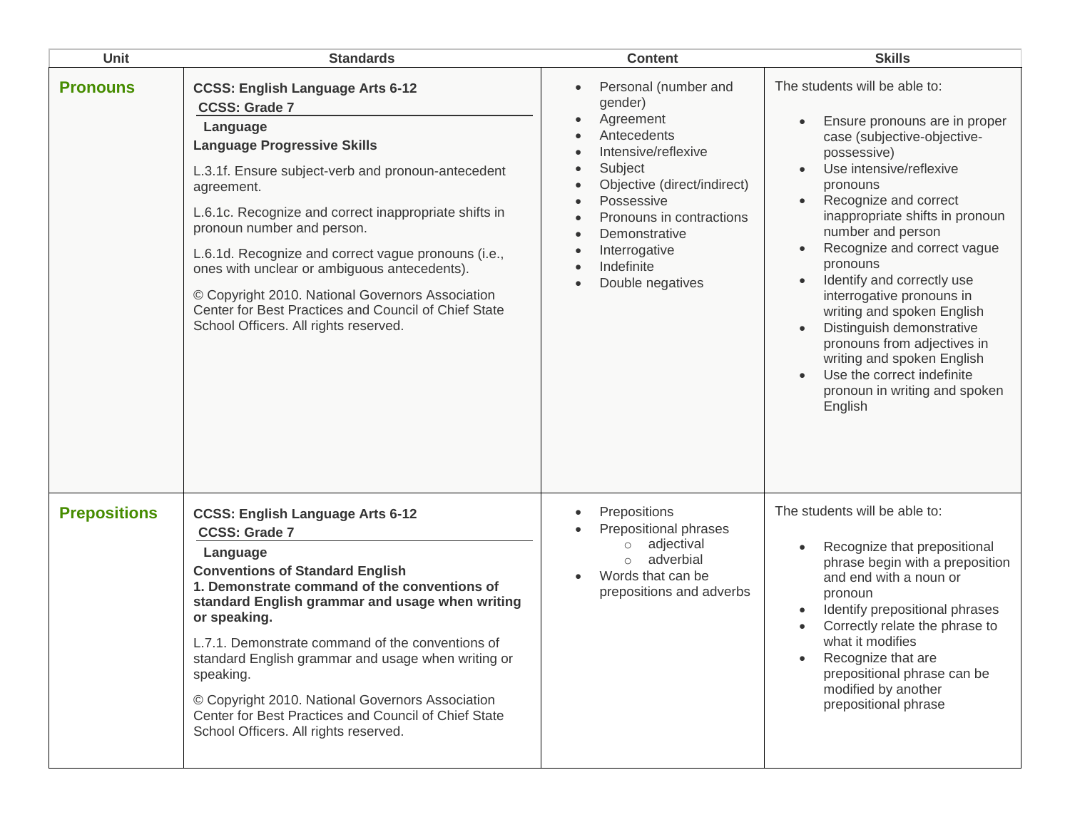| Unit | Standards | Content | Skills |
|---|---|---|---|
| **Pronouns** | **CCSS: English Language Arts 6-12**<br>**CCSS: Grade 7**<br>**Language**<br>**Language Progressive Skills**<br>L.3.1f. Ensure subject-verb and pronoun-antecedent agreement.<br>L.6.1c. Recognize and correct inappropriate shifts in pronoun number and person.<br>L.6.1d. Recognize and correct vague pronouns (i.e., ones with unclear or ambiguous antecedents).<br>© Copyright 2010. National Governors Association Center for Best Practices and Council of Chief State School Officers. All rights reserved. | • Personal (number and gender)<br>• Agreement<br>• Antecedents<br>• Intensive/reflexive<br>• Subject<br>• Objective (direct/indirect)<br>• Possessive<br>• Pronouns in contractions<br>• Demonstrative<br>• Interrogative<br>• Indefinite<br>• Double negatives | The students will be able to:<br>• Ensure pronouns are in proper case (subjective-objective-possessive)<br>• Use intensive/reflexive pronouns<br>• Recognize and correct inappropriate shifts in pronoun number and person<br>• Recognize and correct vague pronouns<br>• Identify and correctly use interrogative pronouns in writing and spoken English<br>• Distinguish demonstrative pronouns from adjectives in writing and spoken English<br>• Use the correct indefinite pronoun in writing and spoken English |
| **Prepositions** | **CCSS: English Language Arts 6-12**<br>**CCSS: Grade 7**<br>**Language**<br>**Conventions of Standard English**<br>**1. Demonstrate command of the conventions of standard English grammar and usage when writing or speaking.**<br>L.7.1. Demonstrate command of the conventions of standard English grammar and usage when writing or speaking.<br>© Copyright 2010. National Governors Association Center for Best Practices and Council of Chief State School Officers. All rights reserved. | • Prepositions<br>• Prepositional phrases<br>&nbsp;&nbsp;○ adjectival<br>&nbsp;&nbsp;○ adverbial<br>• Words that can be prepositions and adverbs | The students will be able to:<br>• Recognize that prepositional phrase begin with a preposition and end with a noun or pronoun<br>• Identify prepositional phrases<br>• Correctly relate the phrase to what it modifies<br>• Recognize that are prepositional phrase can be modified by another prepositional phrase |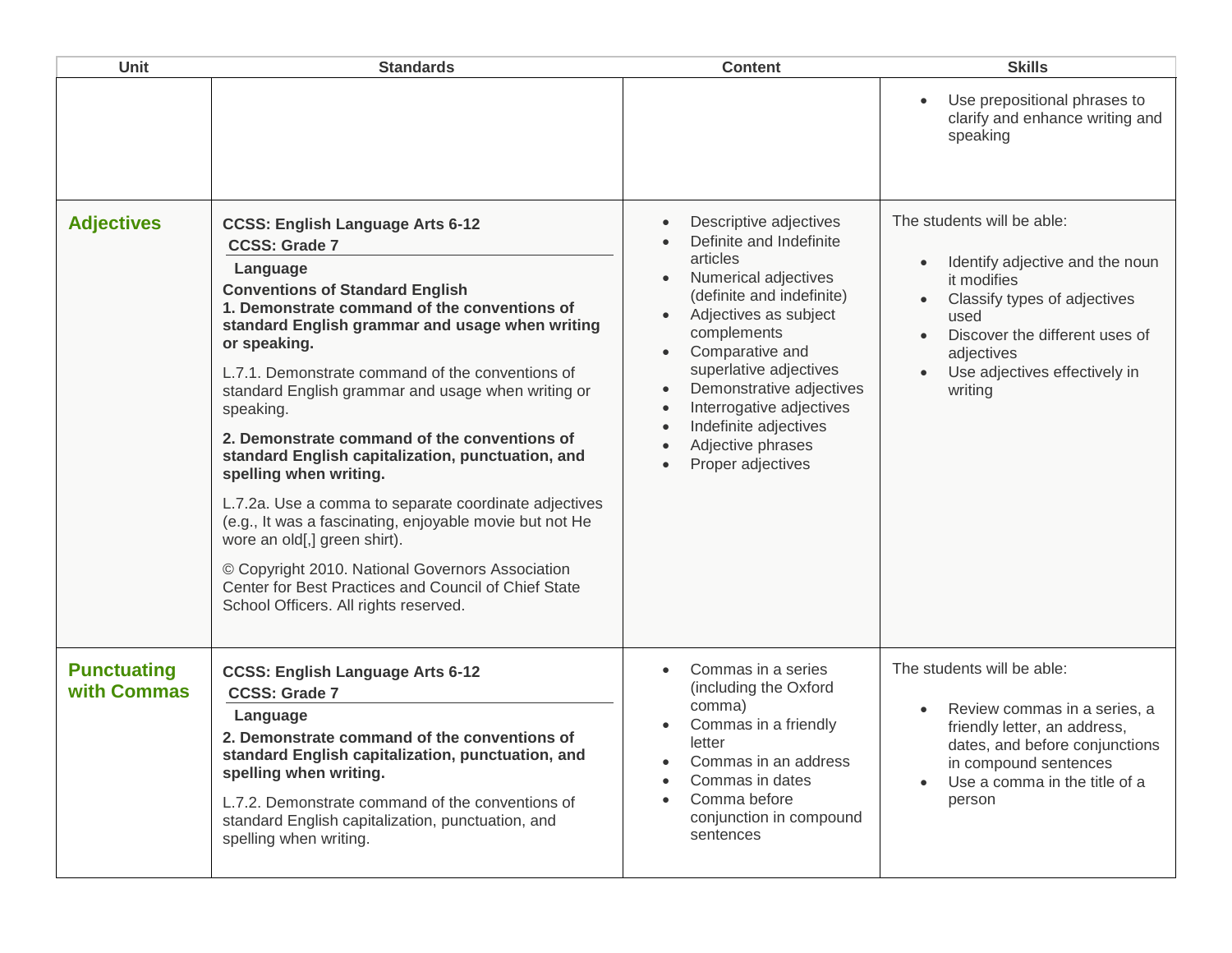| Unit | Standards | Content | Skills |
|---|---|---|---|
| | | | • Use prepositional phrases to clarify and enhance writing and speaking |
| **Adjectives** | **CCSS: English Language Arts 6-12**<br>**CCSS: Grade 7**<br>**Language**<br>**Conventions of Standard English**<br>**1. Demonstrate command of the conventions of standard English grammar and usage when writing or speaking.**<br>L.7.1. Demonstrate command of the conventions of standard English grammar and usage when writing or speaking.<br>**2. Demonstrate command of the conventions of standard English capitalization, punctuation, and spelling when writing.**<br>L.7.2a. Use a comma to separate coordinate adjectives (e.g., It was a fascinating, enjoyable movie but not He wore an old[,] green shirt).<br>© Copyright 2010. National Governors Association Center for Best Practices and Council of Chief State School Officers. All rights reserved. | • Descriptive adjectives<br>• Definite and Indefinite articles<br>• Numerical adjectives (definite and indefinite)<br>• Adjectives as subject complements<br>• Comparative and superlative adjectives<br>• Demonstrative adjectives<br>• Interrogative adjectives<br>• Indefinite adjectives<br>• Adjective phrases<br>• Proper adjectives | The students will be able:<br>• Identify adjective and the noun it modifies<br>• Classify types of adjectives used<br>• Discover the different uses of adjectives<br>• Use adjectives effectively in writing |
| **Punctuating with Commas** | **CCSS: English Language Arts 6-12**<br>**CCSS: Grade 7**<br>**Language**<br>**2. Demonstrate command of the conventions of standard English capitalization, punctuation, and spelling when writing.**<br>L.7.2. Demonstrate command of the conventions of standard English capitalization, punctuation, and spelling when writing. | • Commas in a series (including the Oxford comma)<br>• Commas in a friendly letter<br>• Commas in an address<br>• Commas in dates<br>• Comma before conjunction in compound sentences | The students will be able:<br>• Review commas in a series, a friendly letter, an address, dates, and before conjunctions in compound sentences<br>• Use a comma in the title of a person |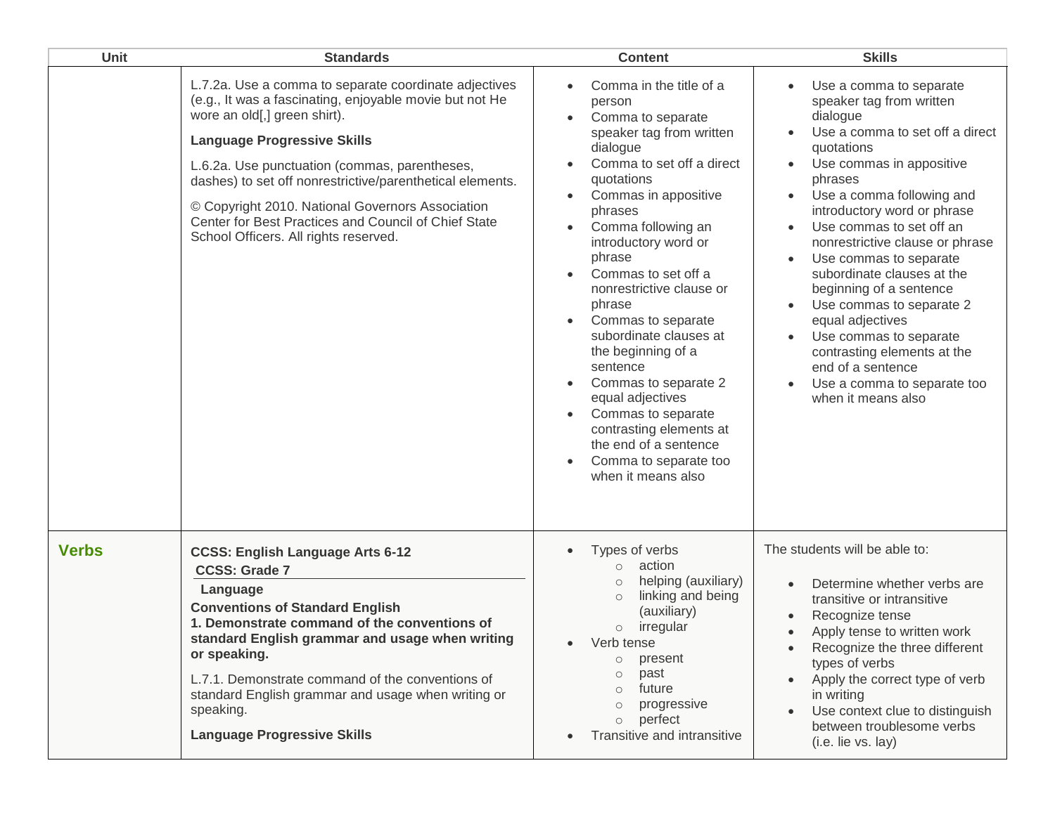| Unit | Standards | Content | Skills |
| --- | --- | --- | --- |
| | L.7.2a. Use a comma to separate coordinate adjectives (e.g., It was a fascinating, enjoyable movie but not He wore an old[,] green shirt).<br><br>**Language Progressive Skills**<br><br>L.6.2a. Use punctuation (commas, parentheses, dashes) to set off nonrestrictive/parenthetical elements.<br><br>© Copyright 2010. National Governors Association Center for Best Practices and Council of Chief State School Officers. All rights reserved. | • Comma in the title of a person<br>• Comma to separate speaker tag from written dialogue<br>• Comma to set off a direct quotations<br>• Commas in appositive phrases<br>• Comma following an introductory word or phrase<br>• Commas to set off a nonrestrictive clause or phrase<br>• Commas to separate subordinate clauses at the beginning of a sentence<br>• Commas to separate 2 equal adjectives<br>• Commas to separate contrasting elements at the end of a sentence<br>• Comma to separate too when it means also | • Use a comma to separate speaker tag from written dialogue<br>• Use a comma to set off a direct quotations<br>• Use commas in appositive phrases<br>• Use a comma following and introductory word or phrase<br>• Use commas to set off an nonrestrictive clause or phrase<br>• Use commas to separate subordinate clauses at the beginning of a sentence<br>• Use commas to separate 2 equal adjectives<br>• Use commas to separate contrasting elements at the end of a sentence<br>• Use a comma to separate too when it means also |
| **Verbs** | **CCSS: English Language Arts 6-12**<br>**CCSS: Grade 7**<br>**Language**<br>**Conventions of Standard English**<br>**1. Demonstrate command of the conventions of standard English grammar and usage when writing or speaking.**<br><br>L.7.1. Demonstrate command of the conventions of standard English grammar and usage when writing or speaking.<br><br>**Language Progressive Skills** | • Types of verbs<br>&nbsp;&nbsp;○ action<br>&nbsp;&nbsp;○ helping (auxiliary)<br>&nbsp;&nbsp;○ linking and being (auxiliary)<br>&nbsp;&nbsp;○ irregular<br>• Verb tense<br>&nbsp;&nbsp;○ present<br>&nbsp;&nbsp;○ past<br>&nbsp;&nbsp;○ future<br>&nbsp;&nbsp;○ progressive<br>&nbsp;&nbsp;○ perfect<br>• Transitive and intransitive | The students will be able to:<br><br>• Determine whether verbs are transitive or intransitive<br>• Recognize tense<br>• Apply tense to written work<br>• Recognize the three different types of verbs<br>• Apply the correct type of verb in writing<br>• Use context clue to distinguish between troublesome verbs (i.e. lie vs. lay) |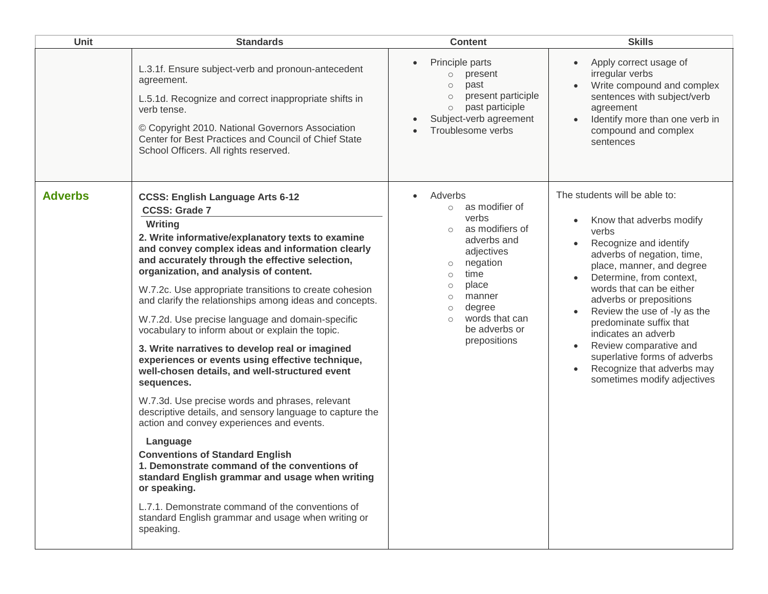| Unit | Standards | Content | Skills |
| --- | --- | --- | --- |
| | L.3.1f. Ensure subject-verb and pronoun-antecedent agreement.<br><br>L.5.1d. Recognize and correct inappropriate shifts in verb tense.<br><br>© Copyright 2010. National Governors Association Center for Best Practices and Council of Chief State School Officers. All rights reserved. | • Principle parts<br>&nbsp;&nbsp;○ present<br>&nbsp;&nbsp;○ past<br>&nbsp;&nbsp;○ present participle<br>&nbsp;&nbsp;○ past participle<br>• Subject-verb agreement<br>• Troublesome verbs | • Apply correct usage of irregular verbs<br>• Write compound and complex sentences with subject/verb agreement<br>• Identify more than one verb in compound and complex sentences |
| **Adverbs** | **CCSS: English Language Arts 6-12**<br>**CCSS: Grade 7**<br>**Writing**<br>**2. Write informative/explanatory texts to examine and convey complex ideas and information clearly and accurately through the effective selection, organization, and analysis of content.**<br><br>W.7.2c. Use appropriate transitions to create cohesion and clarify the relationships among ideas and concepts.<br><br>W.7.2d. Use precise language and domain-specific vocabulary to inform about or explain the topic.<br><br>**3. Write narratives to develop real or imagined experiences or events using effective technique, well-chosen details, and well-structured event sequences.**<br><br>W.7.3d. Use precise words and phrases, relevant descriptive details, and sensory language to capture the action and convey experiences and events.<br><br>**Language**<br>**Conventions of Standard English**<br>**1. Demonstrate command of the conventions of standard English grammar and usage when writing or speaking.**<br><br>L.7.1. Demonstrate command of the conventions of standard English grammar and usage when writing or speaking. | • Adverbs<br>&nbsp;&nbsp;○ as modifier of verbs<br>&nbsp;&nbsp;○ as modifiers of adverbs and adjectives<br>&nbsp;&nbsp;○ negation<br>&nbsp;&nbsp;○ time<br>&nbsp;&nbsp;○ place<br>&nbsp;&nbsp;○ manner<br>&nbsp;&nbsp;○ degree<br>&nbsp;&nbsp;○ words that can be adverbs or prepositions | The students will be able to:<br><br>• Know that adverbs modify verbs<br>• Recognize and identify adverbs of negation, time, place, manner, and degree<br>• Determine, from context, words that can be either adverbs or prepositions<br>• Review the use of -ly as the predominate suffix that indicates an adverb<br>• Review comparative and superlative forms of adverbs<br>• Recognize that adverbs may sometimes modify adjectives |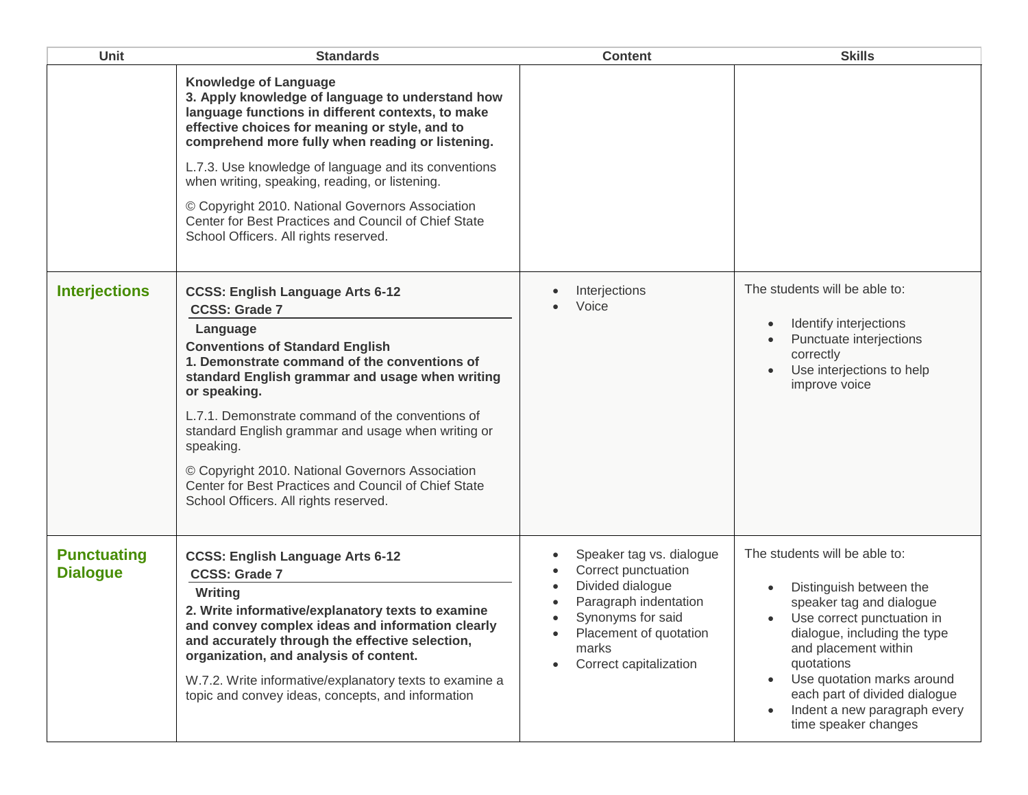| Unit | Standards | Content | Skills |
|---|---|---|---|
| | **Knowledge of Language**<br>**3. Apply knowledge of language to understand how language functions in different contexts, to make effective choices for meaning or style, and to comprehend more fully when reading or listening.**<br><br>L.7.3. Use knowledge of language and its conventions when writing, speaking, reading, or listening.<br><br>© Copyright 2010. National Governors Association Center for Best Practices and Council of Chief State School Officers. All rights reserved. | | |
| **Interjections** | **CCSS: English Language Arts 6-12**<br>**CCSS: Grade 7**<br>**Language**<br>**Conventions of Standard English**<br>**1. Demonstrate command of the conventions of standard English grammar and usage when writing or speaking.**<br><br>L.7.1. Demonstrate command of the conventions of standard English grammar and usage when writing or speaking.<br><br>© Copyright 2010. National Governors Association Center for Best Practices and Council of Chief State School Officers. All rights reserved. | • Interjections<br>• Voice | The students will be able to:<br><br>• Identify interjections<br>• Punctuate interjections correctly<br>• Use interjections to help improve voice |
| **Punctuating Dialogue** | **CCSS: English Language Arts 6-12**<br>**CCSS: Grade 7**<br>**Writing**<br>**2. Write informative/explanatory texts to examine and convey complex ideas and information clearly and accurately through the effective selection, organization, and analysis of content.**<br><br>W.7.2. Write informative/explanatory texts to examine a topic and convey ideas, concepts, and information | • Speaker tag vs. dialogue<br>• Correct punctuation<br>• Divided dialogue<br>• Paragraph indentation<br>• Synonyms for said<br>• Placement of quotation marks<br>• Correct capitalization | The students will be able to:<br><br>• Distinguish between the speaker tag and dialogue<br>• Use correct punctuation in dialogue, including the type and placement within quotations<br>• Use quotation marks around each part of divided dialogue<br>• Indent a new paragraph every time speaker changes |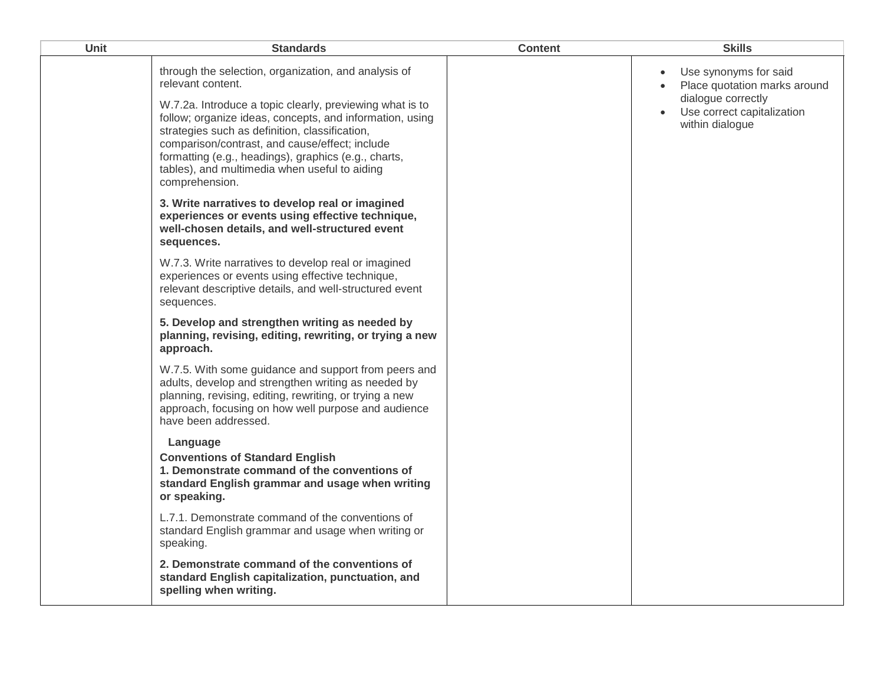| Unit | Standards | Content | Skills |
|---|---|---|---|
| | through the selection, organization, and analysis of relevant content.<br><br>W.7.2a. Introduce a topic clearly, previewing what is to follow; organize ideas, concepts, and information, using strategies such as definition, classification, comparison/contrast, and cause/effect; include formatting (e.g., headings), graphics (e.g., charts, tables), and multimedia when useful to aiding comprehension.<br><br>**3. Write narratives to develop real or imagined experiences or events using effective technique, well-chosen details, and well-structured event sequences.**<br><br>W.7.3. Write narratives to develop real or imagined experiences or events using effective technique, relevant descriptive details, and well-structured event sequences.<br><br>**5. Develop and strengthen writing as needed by planning, revising, editing, rewriting, or trying a new approach.**<br><br>W.7.5. With some guidance and support from peers and adults, develop and strengthen writing as needed by planning, revising, editing, rewriting, or trying a new approach, focusing on how well purpose and audience have been addressed.<br><br>**Language**<br>**Conventions of Standard English**<br>**1. Demonstrate command of the conventions of standard English grammar and usage when writing or speaking.**<br><br>L.7.1. Demonstrate command of the conventions of standard English grammar and usage when writing or speaking.<br><br>**2. Demonstrate command of the conventions of standard English capitalization, punctuation, and spelling when writing.** | | • Use synonyms for said<br>• Place quotation marks around dialogue correctly<br>• Use correct capitalization within dialogue |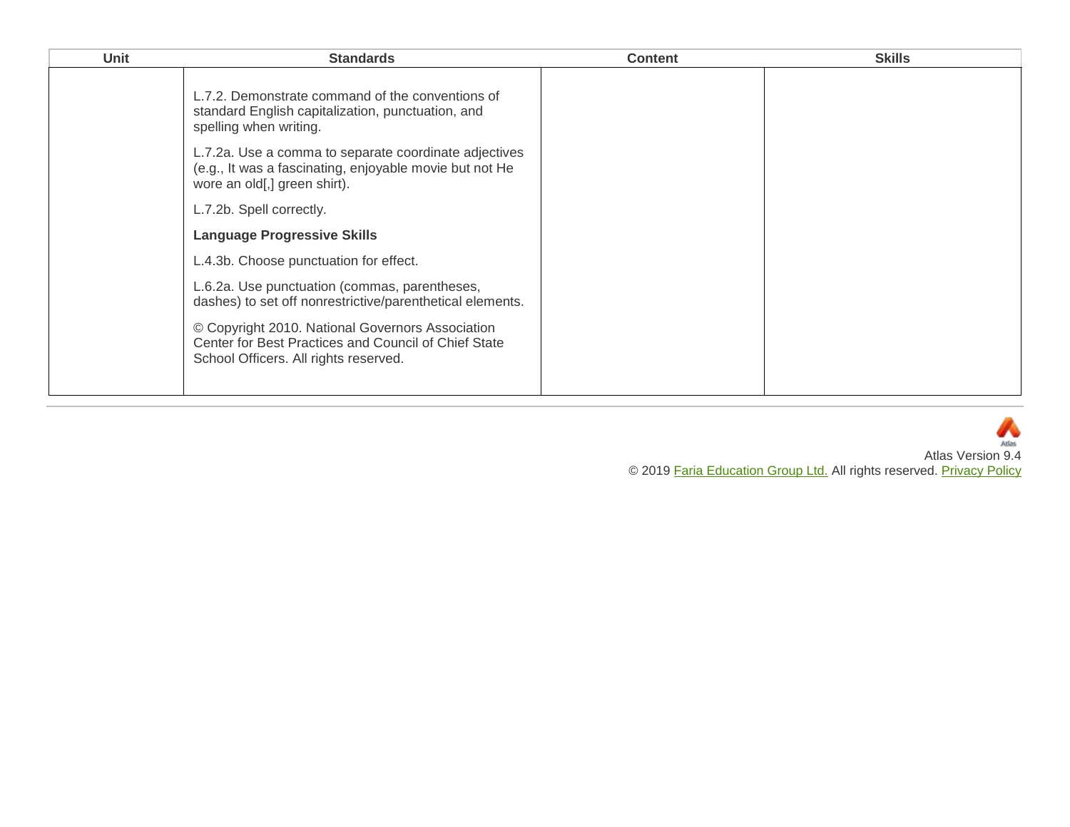| Unit | Standards | Content | Skills |
| --- | --- | --- | --- |
| | L.7.2. Demonstrate command of the conventions of standard English capitalization, punctuation, and spelling when writing.<br><br>L.7.2a. Use a comma to separate coordinate adjectives (e.g., It was a fascinating, enjoyable movie but not He wore an old[,] green shirt).<br><br>L.7.2b. Spell correctly.<br><br>**Language Progressive Skills**<br><br>L.4.3b. Choose punctuation for effect.<br><br>L.6.2a. Use punctuation (commas, parentheses, dashes) to set off nonrestrictive/parenthetical elements.<br><br>© Copyright 2010. National Governors Association Center for Best Practices and Council of Chief State School Officers. All rights reserved. | | |

Atlas Version 9.4
© 2019 Faria Education Group Ltd. All rights reserved. Privacy Policy